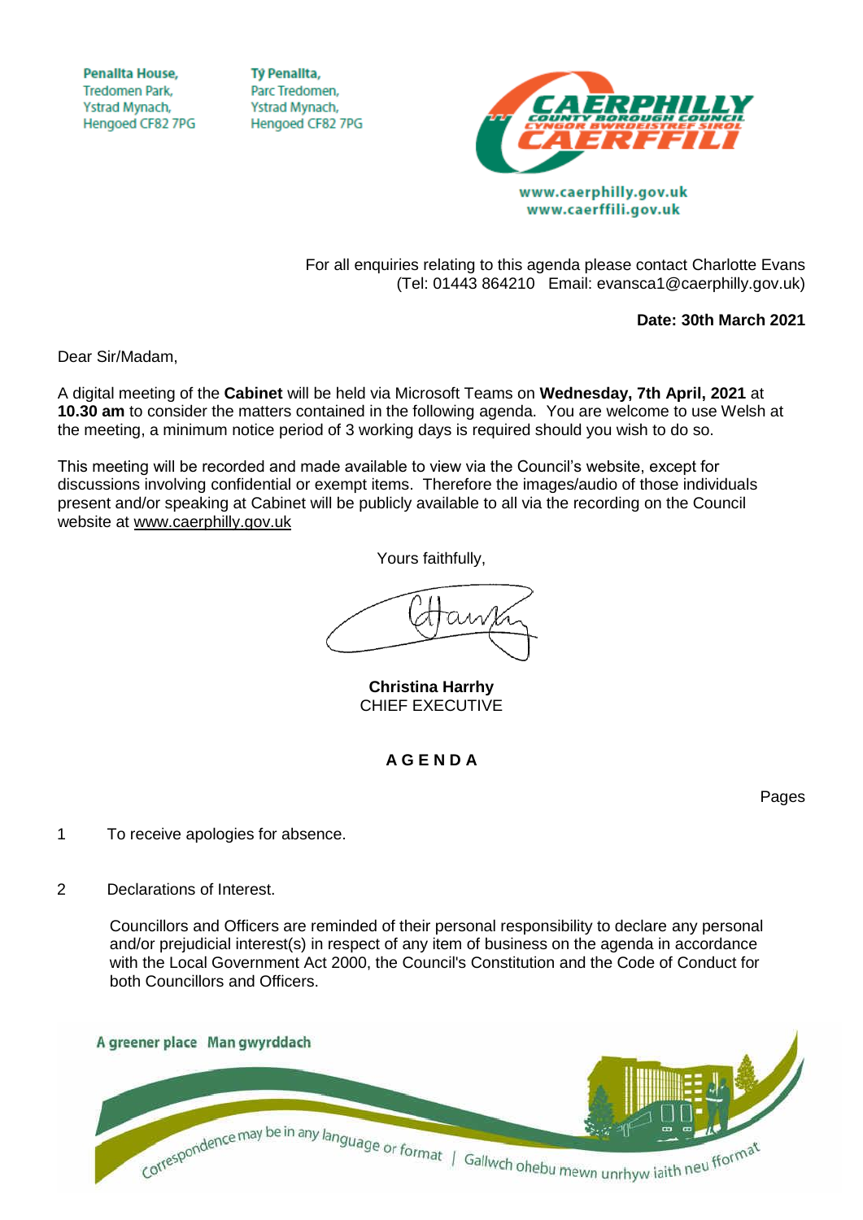Penallta House,
Tredomen Park,
Ystrad Mynach,
Hengoed CF82 7PG

Tŷ Penallta,
Parc Tredomen,
Ystrad Mynach,
Hengoed CF82 7PG

CAERPHILLY COUNTY BOROUGH COUNCIL
CYNGOR BWRDEISTREF SIROL CAERFFILI

www.caerphilly.gov.uk
www.caerffili.gov.uk

For all enquiries relating to this agenda please contact Charlotte Evans
(Tel: 01443 864210 Email: evansca1@caerphilly.gov.uk)

**Date: 30th March 2021**

Dear Sir/Madam,

A digital meeting of the **Cabinet** will be held via Microsoft Teams on **Wednesday, 7th April, 2021** at **10.30 am** to consider the matters contained in the following agenda. You are welcome to use Welsh at the meeting, a minimum notice period of 3 working days is required should you wish to do so.

This meeting will be recorded and made available to view via the Council's website, except for discussions involving confidential or exempt items. Therefore the images/audio of those individuals present and/or speaking at Cabinet will be publicly available to all via the recording on the Council website at www.caerphilly.gov.uk

Yours faithfully,

**Christina Harrhy**
CHIEF EXECUTIVE

## A G E N D A

Pages

1 To receive apologies for absence.

2 Declarations of Interest.

Councillors and Officers are reminded of their personal responsibility to declare any personal and/or prejudicial interest(s) in respect of any item of business on the agenda in accordance with the Local Government Act 2000, the Council's Constitution and the Code of Conduct for both Councillors and Officers.

A greener place Man gwyrddach

Correspondence may be in any language or format | Gallwch ohebu mewn unrhyw iaith neu fformat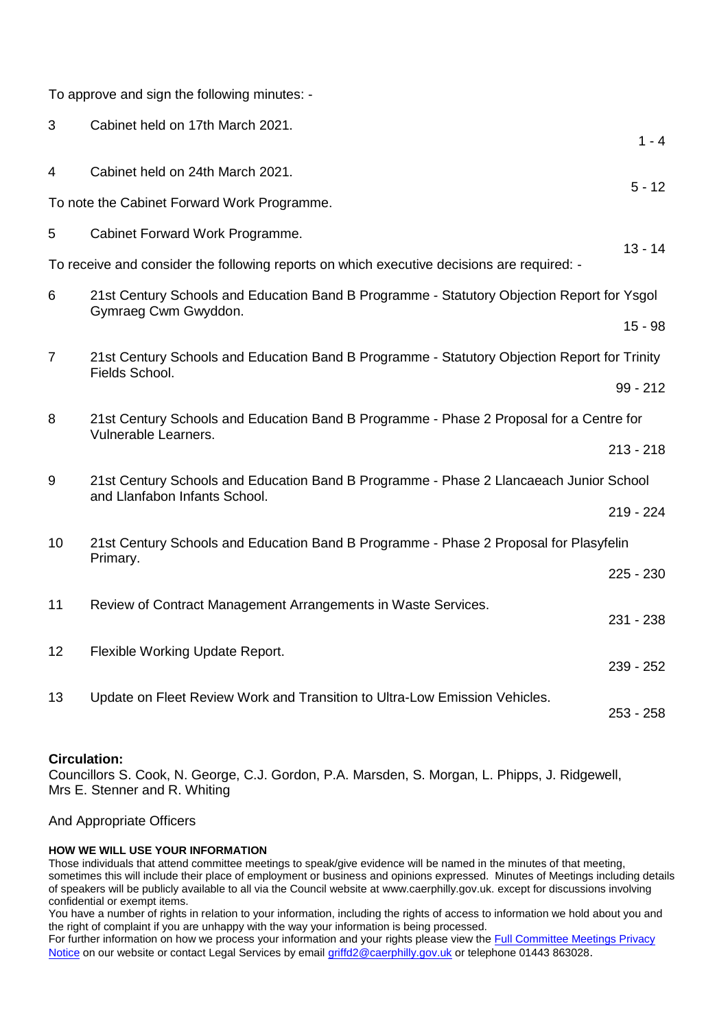To approve and sign the following minutes: -

| | | |
|---|---|---|
| 3 | Cabinet held on 17th March 2021. | 1 - 4 |
| 4 | Cabinet held on 24th March 2021. | 5 - 12 |

To note the Cabinet Forward Work Programme.

| | | |
|---|---|---|
| 5 | Cabinet Forward Work Programme. | 13 - 14 |

To receive and consider the following reports on which executive decisions are required: -

| | | |
|---|---|---|
| 6 | 21st Century Schools and Education Band B Programme - Statutory Objection Report for Ysgol Gymraeg Cwm Gwyddon. | 15 - 98 |
| 7 | 21st Century Schools and Education Band B Programme - Statutory Objection Report for Trinity Fields School. | 99 - 212 |
| 8 | 21st Century Schools and Education Band B Programme - Phase 2 Proposal for a Centre for Vulnerable Learners. | 213 - 218 |
| 9 | 21st Century Schools and Education Band B Programme - Phase 2 Llancaeach Junior School and Llanfabon Infants School. | 219 - 224 |
| 10 | 21st Century Schools and Education Band B Programme - Phase 2 Proposal for Plasyfelin Primary. | 225 - 230 |
| 11 | Review of Contract Management Arrangements in Waste Services. | 231 - 238 |
| 12 | Flexible Working Update Report. | 239 - 252 |
| 13 | Update on Fleet Review Work and Transition to Ultra-Low Emission Vehicles. | 253 - 258 |

**Circulation:**
Councillors S. Cook, N. George, C.J. Gordon, P.A. Marsden, S. Morgan, L. Phipps, J. Ridgewell, Mrs E. Stenner and R. Whiting

And Appropriate Officers

**HOW WE WILL USE YOUR INFORMATION**

Those individuals that attend committee meetings to speak/give evidence will be named in the minutes of that meeting, sometimes this will include their place of employment or business and opinions expressed. Minutes of Meetings including details of speakers will be publicly available to all via the Council website at www.caerphilly.gov.uk. except for discussions involving confidential or exempt items.

You have a number of rights in relation to your information, including the rights of access to information we hold about you and the right of complaint if you are unhappy with the way your information is being processed.

For further information on how we process your information and your rights please view the Full Committee Meetings Privacy Notice on our website or contact Legal Services by email griffd2@caerphilly.gov.uk or telephone 01443 863028.